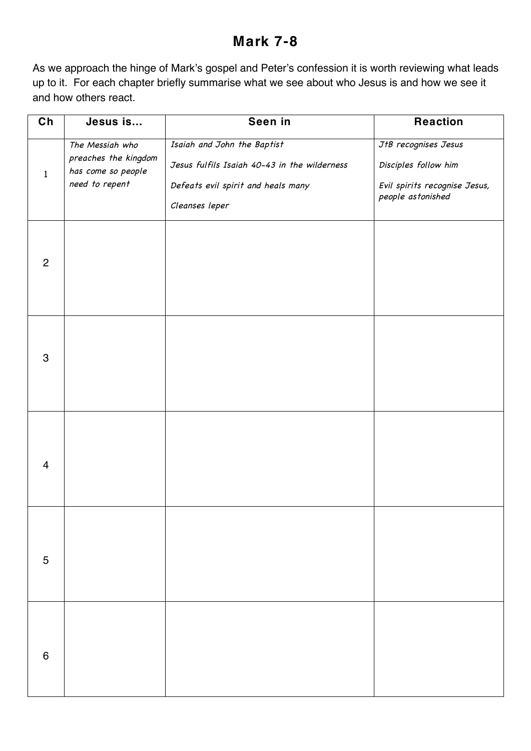# Mark 7-8

As we approach the hinge of Mark's gospel and Peter's confession it is worth reviewing what leads up to it. For each chapter briefly summarise what we see about who Jesus is and how we see it and how others react.

| Ch | Jesus is... | Seen in | Reaction |
|---|---|---|---|
| 1 | *The Messiah who preaches the kingdom has come so people need to repent* | *Isaiah and John the Baptist*<br>*Jesus fulfils Isaiah 40-43 in the wilderness*<br>*Defeats evil spirit and heals many*<br>*Cleanses leper* | *JtB recognises Jesus*<br>*Disciples follow him*<br>*Evil spirits recognise Jesus, people astonished* |
| 2 | | | |
| 3 | | | |
| 4 | | | |
| 5 | | | |
| 6 | | | |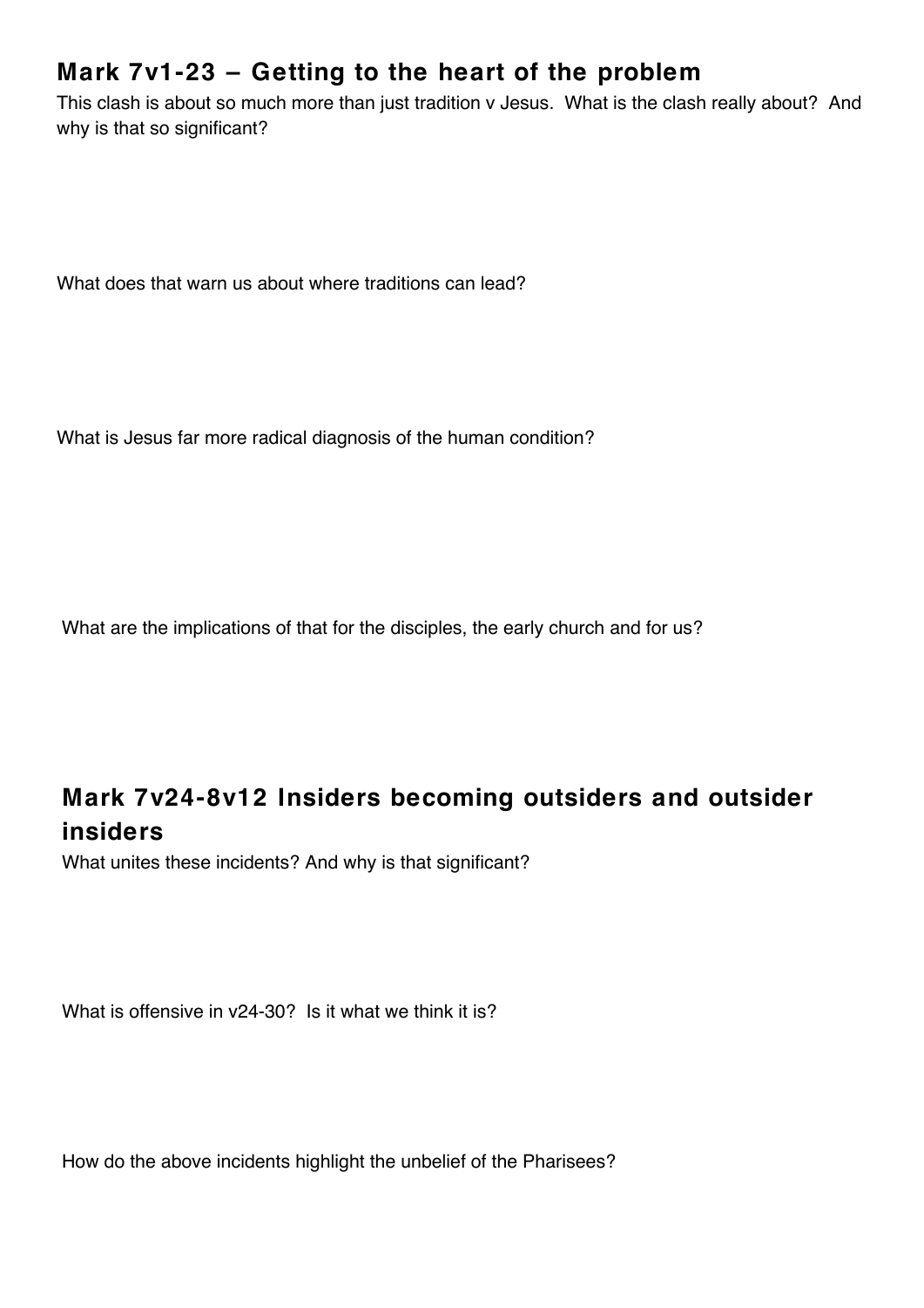## Mark 7v1-23 – Getting to the heart of the problem

This clash is about so much more than just tradition v Jesus. What is the clash really about? And why is that so significant?

What does that warn us about where traditions can lead?

What is Jesus far more radical diagnosis of the human condition?

What are the implications of that for the disciples, the early church and for us?

## Mark 7v24-8v12 Insiders becoming outsiders and outsider insiders

What unites these incidents? And why is that significant?

What is offensive in v24-30? Is it what we think it is?

How do the above incidents highlight the unbelief of the Pharisees?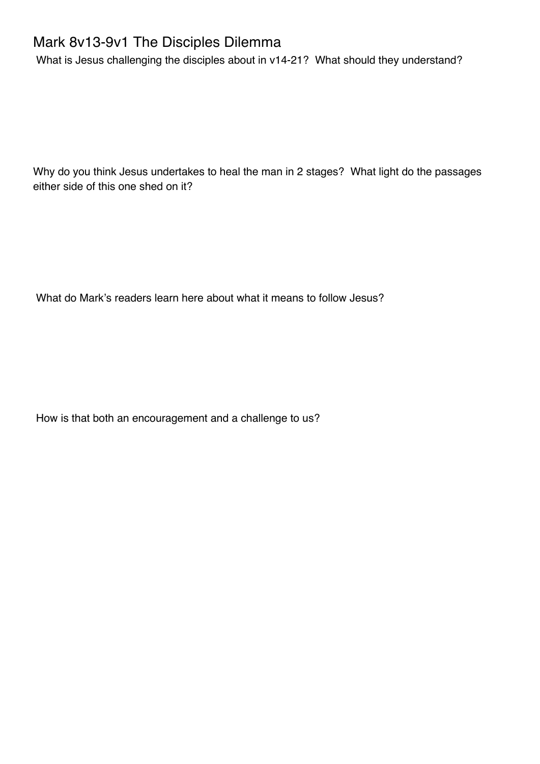# Mark 8v13-9v1 The Disciples Dilemma

What is Jesus challenging the disciples about in v14-21? What should they understand?

Why do you think Jesus undertakes to heal the man in 2 stages? What light do the passages either side of this one shed on it?

What do Mark's readers learn here about what it means to follow Jesus?

How is that both an encouragement and a challenge to us?